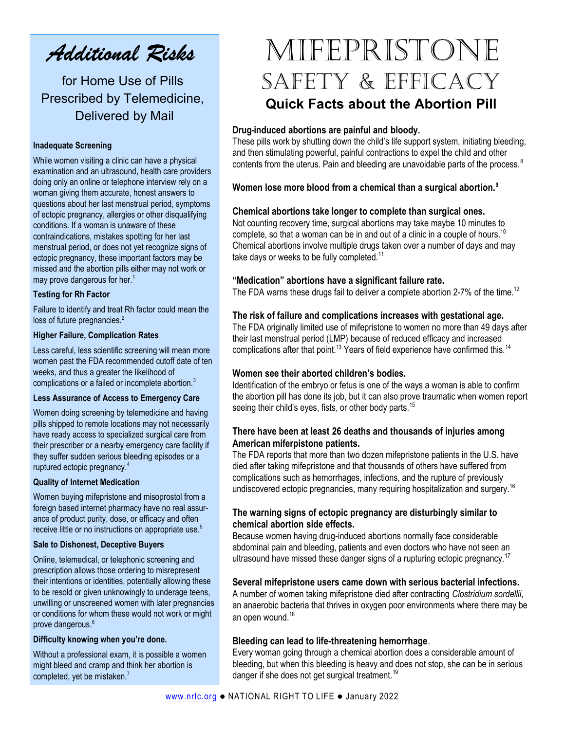# MIFEPRISTONE

## SAFETY & EFFICACY

### Quick Facts about the Abortion Pill

**Drug-induced abortions are painful and bloody.**

These pills work by shutting down the child's life support system, initiating bleeding, and then stimulating powerful, painful contractions to expel the child and other contents from the uterus. Pain and bleeding are unavoidable parts of the process.[8]

**Women lose more blood from a chemical than a surgical abortion.[9]**

**Chemical abortions take longer to complete than surgical ones.**

Not counting recovery time, surgical abortions may take maybe 10 minutes to complete, so that a woman can be in and out of a clinic in a couple of hours.[10] Chemical abortions involve multiple drugs taken over a number of days and may take days or weeks to be fully completed.[11]

**"Medication" abortions have a significant failure rate.**

The FDA warns these drugs fail to deliver a complete abortion 2-7% of the time.[12]

**The risk of failure and complications increases with gestational age.**

The FDA originally limited use of mifepristone to women no more than 49 days after their last menstrual period (LMP) because of reduced efficacy and increased complications after that point.[13] Years of field experience have confirmed this.[14]

**Women see their aborted children's bodies.**

Identification of the embryo or fetus is one of the ways a woman is able to confirm the abortion pill has done its job, but it can also prove traumatic when women report seeing their child's eyes, fists, or other body parts.[15]

**There have been at least 26 deaths and thousands of injuries among American miferpistone patients.**

The FDA reports that more than two dozen mifepristone patients in the U.S. have died after taking mifepristone and that thousands of others have suffered from complications such as hemorrhages, infections, and the rupture of previously undiscovered ectopic pregnancies, many requiring hospitalization and surgery.[16]

**The warning signs of ectopic pregnancy are disturbingly similar to chemical abortion side effects.**

Because women having drug-induced abortions normally face considerable abdominal pain and bleeding, patients and even doctors who have not seen an ultrasound have missed these danger signs of a rupturing ectopic pregnancy.[17]

**Several mifepristone users came down with serious bacterial infections.**

A number of women taking mifepristone died after contracting *Clostridium sordellii*, an anaerobic bacteria that thrives in oxygen poor environments where there may be an open wound.[18]

**Bleeding can lead to life-threatening hemorrhage**.

Every woman going through a chemical abortion does a considerable amount of bleeding, but when this bleeding is heavy and does not stop, she can be in serious danger if she does not get surgical treatment.[19]

## *Additional Risks*

### for Home Use of Pills Prescribed by Telemedicine, Delivered by Mail

**Inadequate Screening**

While women visiting a clinic can have a physical examination and an ultrasound, health care providers doing only an online or telephone interview rely on a woman giving them accurate, honest answers to questions about her last menstrual period, symptoms of ectopic pregnancy, allergies or other disqualifying conditions. If a woman is unaware of these contraindications, mistakes spotting for her last menstrual period, or does not yet recognize signs of ectopic pregnancy, these important factors may be missed and the abortion pills either may not work or may prove dangerous for her.[1]

**Testing for Rh Factor**

Failure to identify and treat Rh factor could mean the loss of future pregnancies.[2]

**Higher Failure, Complication Rates**

Less careful, less scientific screening will mean more women past the FDA recommended cutoff date of ten weeks, and thus a greater the likelihood of complications or a failed or incomplete abortion.[3]

**Less Assurance of Access to Emergency Care**

Women doing screening by telemedicine and having pills shipped to remote locations may not necessarily have ready access to specialized surgical care from their prescriber or a nearby emergency care facility if they suffer sudden serious bleeding episodes or a ruptured ectopic pregnancy.[4]

**Quality of Internet Medication**

Women buying mifepristone and misoprostol from a foreign based internet pharmacy have no real assurance of product purity, dose, or efficacy and often receive little or no instructions on appropriate use.[5]

**Sale to Dishonest, Deceptive Buyers**

Online, telemedical, or telephonic screening and prescription allows those ordering to misrepresent their intentions or identities, potentially allowing these to be resold or given unknowingly to underage teens, unwilling or unscreened women with later pregnancies or conditions for whom these would not work or might prove dangerous.[6]

**Difficulty knowing when you're done.**

Without a professional exam, it is possible a women might bleed and cramp and think her abortion is completed, yet be mistaken.[7]

www.nrlc.org ● NATIONAL RIGHT TO LIFE ● January 2022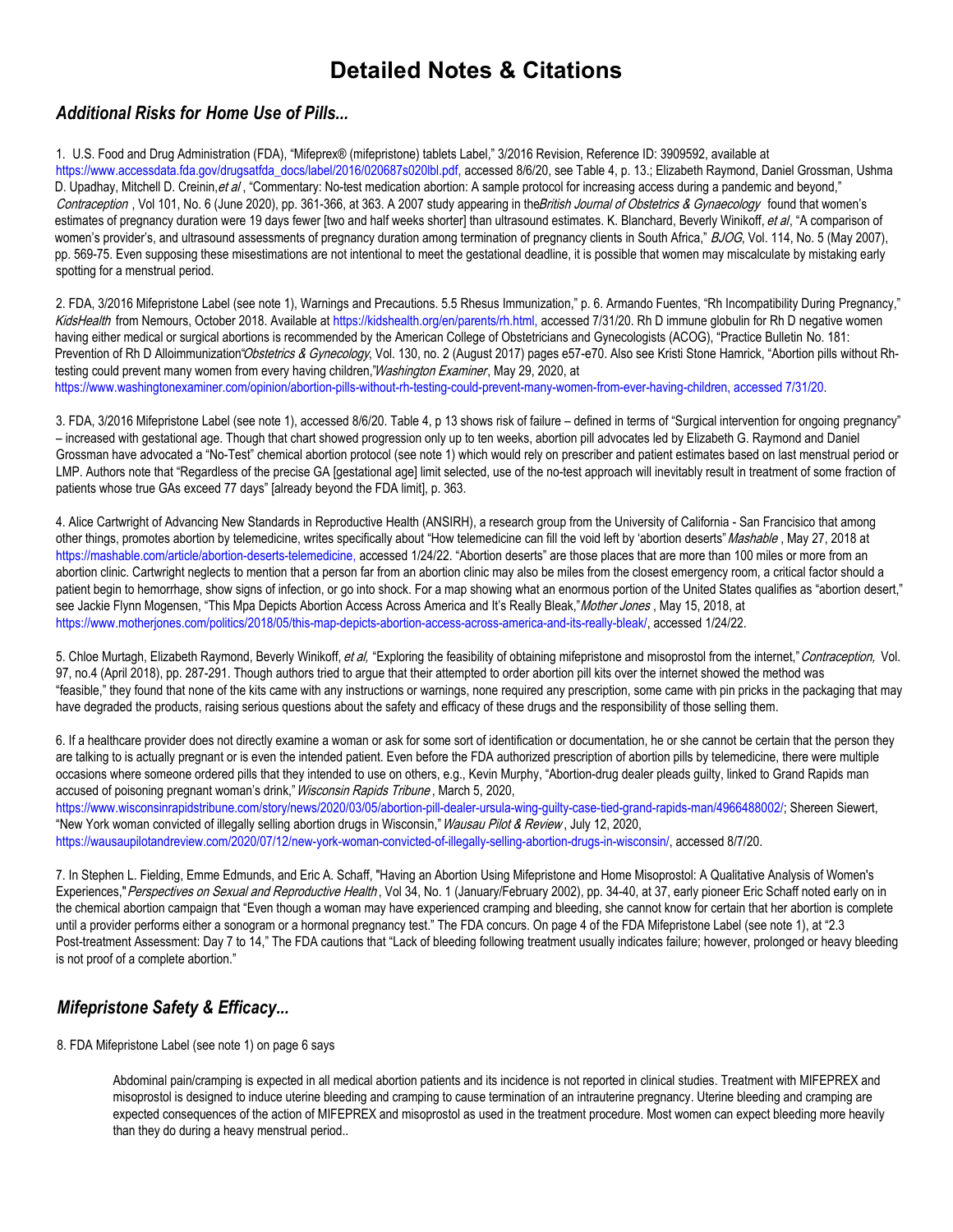# Detailed Notes & Citations

## *Additional Risks for Home Use of Pills...*

1. U.S. Food and Drug Administration (FDA), "Mifeprex® (mifepristone) tablets Label," 3/2016 Revision, Reference ID: 3909592, available at https://www.accessdata.fda.gov/drugsatfda_docs/label/2016/020687s020lbl.pdf, accessed 8/6/20, see Table 4, p. 13.; Elizabeth Raymond, Daniel Grossman, Ushma D. Upadhay, Mitchell D. Creinin,*et al* , "Commentary: No-test medication abortion: A sample protocol for increasing access during a pandemic and beyond," *Contraception* , Vol 101, No. 6 (June 2020), pp. 361-366, at 363. A 2007 study appearing in the*British Journal of Obstetrics & Gynaecology* found that women's estimates of pregnancy duration were 19 days fewer [two and half weeks shorter] than ultrasound estimates. K. Blanchard, Beverly Winikoff, *et al*, "A comparison of women's provider's, and ultrasound assessments of pregnancy duration among termination of pregnancy clients in South Africa," *BJOG*, Vol. 114, No. 5 (May 2007), pp. 569-75. Even supposing these misestimations are not intentional to meet the gestational deadline, it is possible that women may miscalculate by mistaking early spotting for a menstrual period.

2. FDA, 3/2016 Mifepristone Label (see note 1), Warnings and Precautions. 5.5 Rhesus Immunization," p. 6. Armando Fuentes, "Rh Incompatibility During Pregnancy," *KidsHealth* from Nemours, October 2018. Available at https://kidshealth.org/en/parents/rh.html, accessed 7/31/20. Rh D immune globulin for Rh D negative women having either medical or surgical abortions is recommended by the American College of Obstetricians and Gynecologists (ACOG), "Practice Bulletin No. 181: Prevention of Rh D Alloimmunization"*Obstetrics & Gynecology*, Vol. 130, no. 2 (August 2017) pages e57-e70. Also see Kristi Stone Hamrick, "Abortion pills without Rh-testing could prevent many women from every having children,"*Washington Examiner*, May 29, 2020, at https://www.washingtonexaminer.com/opinion/abortion-pills-without-rh-testing-could-prevent-many-women-from-ever-having-children, accessed 7/31/20.

3. FDA, 3/2016 Mifepristone Label (see note 1), accessed 8/6/20. Table 4, p 13 shows risk of failure – defined in terms of "Surgical intervention for ongoing pregnancy" – increased with gestational age. Though that chart showed progression only up to ten weeks, abortion pill advocates led by Elizabeth G. Raymond and Daniel Grossman have advocated a "No-Test" chemical abortion protocol (see note 1) which would rely on prescriber and patient estimates based on last menstrual period or LMP. Authors note that "Regardless of the precise GA [gestational age] limit selected, use of the no-test approach will inevitably result in treatment of some fraction of patients whose true GAs exceed 77 days" [already beyond the FDA limit], p. 363.

4. Alice Cartwright of Advancing New Standards in Reproductive Health (ANSIRH), a research group from the University of California - San Francisico that among other things, promotes abortion by telemedicine, writes specifically about "How telemedicine can fill the void left by 'abortion deserts" *Mashable* , May 27, 2018 at https://mashable.com/article/abortion-deserts-telemedicine, accessed 1/24/22. "Abortion deserts" are those places that are more than 100 miles or more from an abortion clinic. Cartwright neglects to mention that a person far from an abortion clinic may also be miles from the closest emergency room, a critical factor should a patient begin to hemorrhage, show signs of infection, or go into shock. For a map showing what an enormous portion of the United States qualifies as "abortion desert," see Jackie Flynn Mogensen, "This Mpa Depicts Abortion Access Across America and It's Really Bleak,"*Mother Jones* , May 15, 2018, at https://www.motherjones.com/politics/2018/05/this-map-depicts-abortion-access-across-america-and-its-really-bleak/, accessed 1/24/22.

5. Chloe Murtagh, Elizabeth Raymond, Beverly Winikoff, *et al,* "Exploring the feasibility of obtaining mifepristone and misoprostol from the internet,"*Contraception,* Vol. 97, no.4 (April 2018), pp. 287-291. Though authors tried to argue that their attempted to order abortion pill kits over the internet showed the method was "feasible," they found that none of the kits came with any instructions or warnings, none required any prescription, some came with pin pricks in the packaging that may have degraded the products, raising serious questions about the safety and efficacy of these drugs and the responsibility of those selling them.

6. If a healthcare provider does not directly examine a woman or ask for some sort of identification or documentation, he or she cannot be certain that the person they are talking to is actually pregnant or is even the intended patient. Even before the FDA authorized prescription of abortion pills by telemedicine, there were multiple occasions where someone ordered pills that they intended to use on others, e.g., Kevin Murphy, "Abortion-drug dealer pleads guilty, linked to Grand Rapids man accused of poisoning pregnant woman's drink,"*Wisconsin Rapids Tribune* , March 5, 2020, https://www.wisconsinrapidstribune.com/story/news/2020/03/05/abortion-pill-dealer-ursula-wing-guilty-case-tied-grand-rapids-man/4966488002/; Shereen Siewert, "New York woman convicted of illegally selling abortion drugs in Wisconsin,"*Wausau Pilot & Review* , July 12, 2020, https://wausaupilotandreview.com/2020/07/12/new-york-woman-convicted-of-illegally-selling-abortion-drugs-in-wisconsin/, accessed 8/7/20.

7. In Stephen L. Fielding, Emme Edmunds, and Eric A. Schaff, "Having an Abortion Using Mifepristone and Home Misoprostol: A Qualitative Analysis of Women's Experiences,"*Perspectives on Sexual and Reproductive Health* , Vol 34, No. 1 (January/February 2002), pp. 34-40, at 37, early pioneer Eric Schaff noted early on in the chemical abortion campaign that "Even though a woman may have experienced cramping and bleeding, she cannot know for certain that her abortion is complete until a provider performs either a sonogram or a hormonal pregnancy test." The FDA concurs. On page 4 of the FDA Mifepristone Label (see note 1), at "2.3 Post-treatment Assessment: Day 7 to 14," The FDA cautions that "Lack of bleeding following treatment usually indicates failure; however, prolonged or heavy bleeding is not proof of a complete abortion."

## *Mifepristone Safety & Efficacy...*

8. FDA Mifepristone Label (see note 1) on page 6 says

> Abdominal pain/cramping is expected in all medical abortion patients and its incidence is not reported in clinical studies. Treatment with MIFEPREX and misoprostol is designed to induce uterine bleeding and cramping to cause termination of an intrauterine pregnancy. Uterine bleeding and cramping are expected consequences of the action of MIFEPREX and misoprostol as used in the treatment procedure. Most women can expect bleeding more heavily than they do during a heavy menstrual period..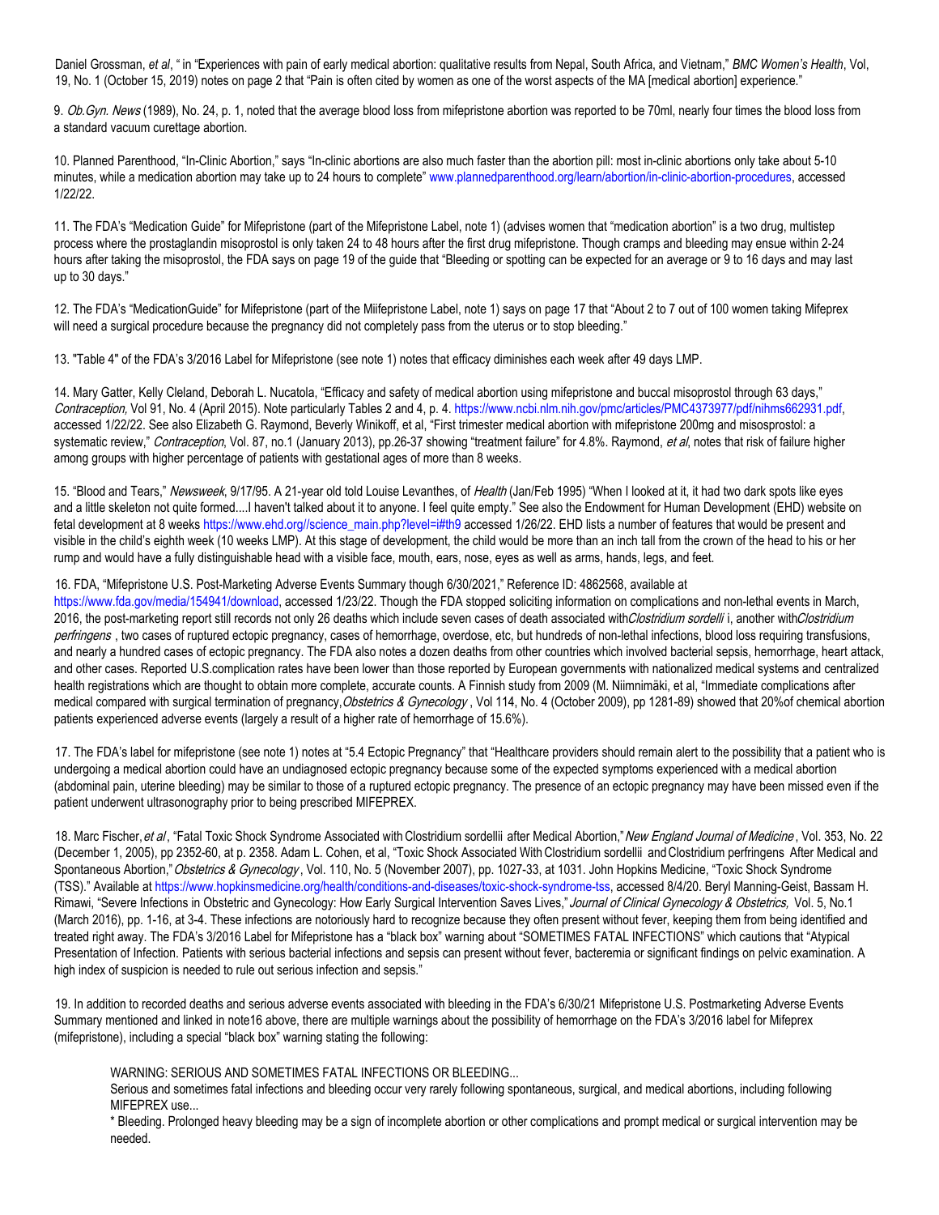Daniel Grossman, *et al*, " in "Experiences with pain of early medical abortion: qualitative results from Nepal, South Africa, and Vietnam," *BMC Women's Health*, Vol, 19, No. 1 (October 15, 2019) notes on page 2 that "Pain is often cited by women as one of the worst aspects of the MA [medical abortion] experience."

9. *Ob.Gyn. News* (1989), No. 24, p. 1, noted that the average blood loss from mifepristone abortion was reported to be 70ml, nearly four times the blood loss from a standard vacuum curettage abortion.

10. Planned Parenthood, "In-Clinic Abortion," says "In-clinic abortions are also much faster than the abortion pill: most in-clinic abortions only take about 5-10 minutes, while a medication abortion may take up to 24 hours to complete" www.plannedparenthood.org/learn/abortion/in-clinic-abortion-procedures, accessed 1/22/22.

11. The FDA's "Medication Guide" for Mifepristone (part of the Mifepristone Label, note 1) (advises women that "medication abortion" is a two drug, multistep process where the prostaglandin misoprostol is only taken 24 to 48 hours after the first drug mifepristone. Though cramps and bleeding may ensue within 2-24 hours after taking the misoprostol, the FDA says on page 19 of the guide that "Bleeding or spotting can be expected for an average or 9 to 16 days and may last up to 30 days."

12. The FDA's "MedicationGuide" for Mifepristone (part of the Miifepristone Label, note 1) says on page 17 that "About 2 to 7 out of 100 women taking Mifeprex will need a surgical procedure because the pregnancy did not completely pass from the uterus or to stop bleeding."

13. "Table 4" of the FDA's 3/2016 Label for Mifepristone (see note 1) notes that efficacy diminishes each week after 49 days LMP.

14. Mary Gatter, Kelly Cleland, Deborah L. Nucatola, "Efficacy and safety of medical abortion using mifepristone and buccal misoprostol through 63 days," *Contraception,* Vol 91, No. 4 (April 2015). Note particularly Tables 2 and 4, p. 4. https://www.ncbi.nlm.nih.gov/pmc/articles/PMC4373977/pdf/nihms662931.pdf, accessed 1/22/22. See also Elizabeth G. Raymond, Beverly Winikoff, et al, "First trimester medical abortion with mifepristone 200mg and misosprostol: a systematic review," *Contraception*, Vol. 87, no.1 (January 2013), pp.26-37 showing "treatment failure" for 4.8%. Raymond, *et al*, notes that risk of failure higher among groups with higher percentage of patients with gestational ages of more than 8 weeks.

15. "Blood and Tears," *Newsweek*, 9/17/95. A 21-year old told Louise Levanthes, of *Health* (Jan/Feb 1995) "When I looked at it, it had two dark spots like eyes and a little skeleton not quite formed....I haven't talked about it to anyone. I feel quite empty." See also the Endowment for Human Development (EHD) website on fetal development at 8 weeks https://www.ehd.org//science_main.php?level=i#th9 accessed 1/26/22. EHD lists a number of features that would be present and visible in the child's eighth week (10 weeks LMP). At this stage of development, the child would be more than an inch tall from the crown of the head to his or her rump and would have a fully distinguishable head with a visible face, mouth, ears, nose, eyes as well as arms, hands, legs, and feet.

16. FDA, "Mifepristone U.S. Post-Marketing Adverse Events Summary though 6/30/2021," Reference ID: 4862568, available at https://www.fda.gov/media/154941/download, accessed 1/23/22. Though the FDA stopped soliciting information on complications and non-lethal events in March, 2016, the post-marketing report still records not only 26 deaths which include seven cases of death associated with*Clostridium sordelli* i, another with*Clostridium perfringens* , two cases of ruptured ectopic pregnancy, cases of hemorrhage, overdose, etc, but hundreds of non-lethal infections, blood loss requiring transfusions, and nearly a hundred cases of ectopic pregnancy. The FDA also notes a dozen deaths from other countries which involved bacterial sepsis, hemorrhage, heart attack, and other cases. Reported U.S.complication rates have been lower than those reported by European governments with nationalized medical systems and centralized health registrations which are thought to obtain more complete, accurate counts. A Finnish study from 2009 (M. Niimnimäki, et al, "Immediate complications after medical compared with surgical termination of pregnancy,*Obstetrics & Gynecology* , Vol 114, No. 4 (October 2009), pp 1281-89) showed that 20%of chemical abortion patients experienced adverse events (largely a result of a higher rate of hemorrhage of 15.6%).

17. The FDA's label for mifepristone (see note 1) notes at "5.4 Ectopic Pregnancy" that "Healthcare providers should remain alert to the possibility that a patient who is undergoing a medical abortion could have an undiagnosed ectopic pregnancy because some of the expected symptoms experienced with a medical abortion (abdominal pain, uterine bleeding) may be similar to those of a ruptured ectopic pregnancy. The presence of an ectopic pregnancy may have been missed even if the patient underwent ultrasonography prior to being prescribed MIFEPREX.

18. Marc Fischer,*et al*, "Fatal Toxic Shock Syndrome Associated with Clostridium sordellii after Medical Abortion,"*New England Journal of Medicine* , Vol. 353, No. 22 (December 1, 2005), pp 2352-60, at p. 2358. Adam L. Cohen, et al, "Toxic Shock Associated With Clostridium sordellii and Clostridium perfringens After Medical and Spontaneous Abortion,"*Obstetrics & Gynecology* , Vol. 110, No. 5 (November 2007), pp. 1027-33, at 1031. John Hopkins Medicine, "Toxic Shock Syndrome (TSS)." Available at https://www.hopkinsmedicine.org/health/conditions-and-diseases/toxic-shock-syndrome-tss, accessed 8/4/20. Beryl Manning-Geist, Bassam H. Rimawi, "Severe Infections in Obstetric and Gynecology: How Early Surgical Intervention Saves Lives,"*Journal of Clinical Gynecology & Obstetrics,* Vol. 5, No.1 (March 2016), pp. 1-16, at 3-4. These infections are notoriously hard to recognize because they often present without fever, keeping them from being identified and treated right away. The FDA's 3/2016 Label for Mifepristone has a "black box" warning about "SOMETIMES FATAL INFECTIONS" which cautions that "Atypical Presentation of Infection. Patients with serious bacterial infections and sepsis can present without fever, bacteremia or significant findings on pelvic examination. A high index of suspicion is needed to rule out serious infection and sepsis."

19. In addition to recorded deaths and serious adverse events associated with bleeding in the FDA's 6/30/21 Mifepristone U.S. Postmarketing Adverse Events Summary mentioned and linked in note16 above, there are multiple warnings about the possibility of hemorrhage on the FDA's 3/2016 label for Mifeprex (mifepristone), including a special "black box" warning stating the following:

> WARNING: SERIOUS AND SOMETIMES FATAL INFECTIONS OR BLEEDING...
> Serious and sometimes fatal infections and bleeding occur very rarely following spontaneous, surgical, and medical abortions, including following MIFEPREX use...
> * Bleeding. Prolonged heavy bleeding may be a sign of incomplete abortion or other complications and prompt medical or surgical intervention may be needed.